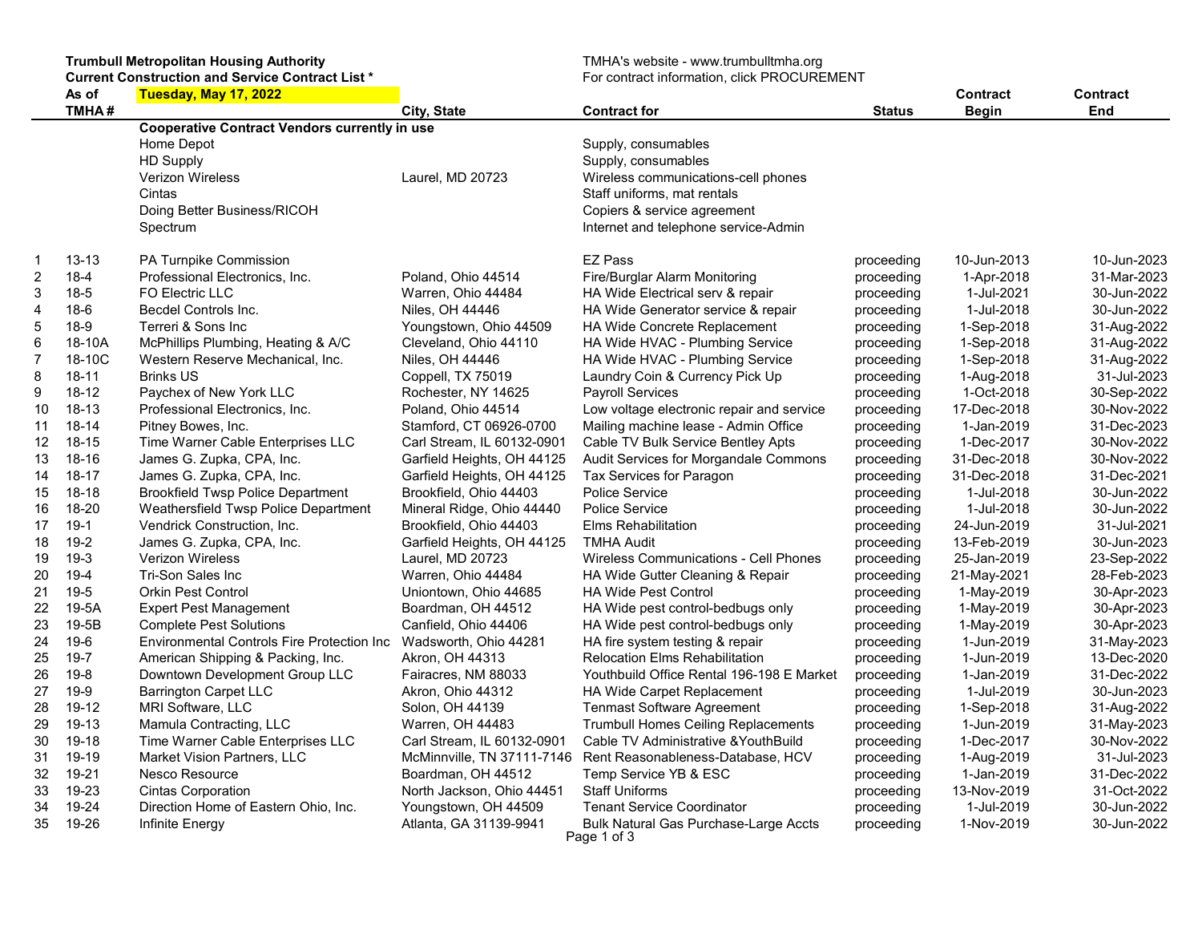**Trumbull Metropolitan Housing Authority**
**Current Construction and Service Contract List ***

TMHA's website - www.trumbulltmha.org
For contract information, click PROCUREMENT

| | As of TMHA # | Tuesday, May 17, 2022 | City, State | Contract for | Status | Contract Begin | Contract End |
|---|---|---|---|---|---|---|---|
| | | **Cooperative Contract Vendors currently in use** | | | | | |
| | | Home Depot | | Supply, consumables | | | |
| | | HD Supply | | Supply, consumables | | | |
| | | Verizon Wireless | Laurel, MD 20723 | Wireless communications-cell phones | | | |
| | | Cintas | | Staff uniforms, mat rentals | | | |
| | | Doing Better Business/RICOH | | Copiers & service agreement | | | |
| | | Spectrum | | Internet and telephone service-Admin | | | |
| 1 | 13-13 | PA Turnpike Commission | | EZ Pass | proceeding | 10-Jun-2013 | 10-Jun-2023 |
| 2 | 18-4 | Professional Electronics, Inc. | Poland, Ohio 44514 | Fire/Burglar Alarm Monitoring | proceeding | 1-Apr-2018 | 31-Mar-2023 |
| 3 | 18-5 | FO Electric LLC | Warren, Ohio 44484 | HA Wide Electrical serv & repair | proceeding | 1-Jul-2021 | 30-Jun-2022 |
| 4 | 18-6 | Becdel Controls Inc. | Niles, OH 44446 | HA Wide Generator service & repair | proceeding | 1-Jul-2018 | 30-Jun-2022 |
| 5 | 18-9 | Terreri & Sons Inc | Youngstown, Ohio 44509 | HA Wide Concrete Replacement | proceeding | 1-Sep-2018 | 31-Aug-2022 |
| 6 | 18-10A | McPhillips Plumbing, Heating & A/C | Cleveland, Ohio 44110 | HA Wide HVAC - Plumbing Service | proceeding | 1-Sep-2018 | 31-Aug-2022 |
| 7 | 18-10C | Western Reserve Mechanical, Inc. | Niles, OH 44446 | HA Wide HVAC - Plumbing Service | proceeding | 1-Sep-2018 | 31-Aug-2022 |
| 8 | 18-11 | Brinks US | Coppell, TX 75019 | Laundry Coin & Currency Pick Up | proceeding | 1-Aug-2018 | 31-Jul-2023 |
| 9 | 18-12 | Paychex of New York LLC | Rochester, NY 14625 | Payroll Services | proceeding | 1-Oct-2018 | 30-Sep-2022 |
| 10 | 18-13 | Professional Electronics, Inc. | Poland, Ohio 44514 | Low voltage electronic repair and service | proceeding | 17-Dec-2018 | 30-Nov-2022 |
| 11 | 18-14 | Pitney Bowes, Inc. | Stamford, CT 06926-0700 | Mailing machine lease - Admin Office | proceeding | 1-Jan-2019 | 31-Dec-2023 |
| 12 | 18-15 | Time Warner Cable Enterprises LLC | Carl Stream, IL 60132-0901 | Cable TV Bulk Service Bentley Apts | proceeding | 1-Dec-2017 | 30-Nov-2022 |
| 13 | 18-16 | James G. Zupka, CPA, Inc. | Garfield Heights, OH 44125 | Audit Services for Morgandale Commons | proceeding | 31-Dec-2018 | 30-Nov-2022 |
| 14 | 18-17 | James G. Zupka, CPA, Inc. | Garfield Heights, OH 44125 | Tax Services for Paragon | proceeding | 31-Dec-2018 | 31-Dec-2021 |
| 15 | 18-18 | Brookfield Twsp Police Department | Brookfield, Ohio 44403 | Police Service | proceeding | 1-Jul-2018 | 30-Jun-2022 |
| 16 | 18-20 | Weathersfield Twsp Police Department | Mineral Ridge, Ohio 44440 | Police Service | proceeding | 1-Jul-2018 | 30-Jun-2022 |
| 17 | 19-1 | Vendrick Construction, Inc. | Brookfield, Ohio 44403 | Elms Rehabilitation | proceeding | 24-Jun-2019 | 31-Jul-2021 |
| 18 | 19-2 | James G. Zupka, CPA, Inc. | Garfield Heights, OH 44125 | TMHA Audit | proceeding | 13-Feb-2019 | 30-Jun-2023 |
| 19 | 19-3 | Verizon Wireless | Laurel, MD 20723 | Wireless Communications - Cell Phones | proceeding | 25-Jan-2019 | 23-Sep-2022 |
| 20 | 19-4 | Tri-Son Sales Inc | Warren, Ohio 44484 | HA Wide Gutter Cleaning & Repair | proceeding | 21-May-2021 | 28-Feb-2023 |
| 21 | 19-5 | Orkin Pest Control | Uniontown, Ohio 44685 | HA Wide Pest Control | proceeding | 1-May-2019 | 30-Apr-2023 |
| 22 | 19-5A | Expert Pest Management | Boardman, OH 44512 | HA Wide pest control-bedbugs only | proceeding | 1-May-2019 | 30-Apr-2023 |
| 23 | 19-5B | Complete Pest Solutions | Canfield, Ohio 44406 | HA Wide pest control-bedbugs only | proceeding | 1-May-2019 | 30-Apr-2023 |
| 24 | 19-6 | Environmental Controls Fire Protection Inc | Wadsworth, Ohio 44281 | HA fire system testing & repair | proceeding | 1-Jun-2019 | 31-May-2023 |
| 25 | 19-7 | American Shipping & Packing, Inc. | Akron, OH 44313 | Relocation Elms Rehabilitation | proceeding | 1-Jun-2019 | 13-Dec-2020 |
| 26 | 19-8 | Downtown Development Group LLC | Fairacres, NM 88033 | Youthbuild Office Rental 196-198 E Market | proceeding | 1-Jan-2019 | 31-Dec-2022 |
| 27 | 19-9 | Barrington Carpet LLC | Akron, Ohio 44312 | HA Wide Carpet Replacement | proceeding | 1-Jul-2019 | 30-Jun-2023 |
| 28 | 19-12 | MRI Software, LLC | Solon, OH 44139 | Tenmast Software Agreement | proceeding | 1-Sep-2018 | 31-Aug-2022 |
| 29 | 19-13 | Mamula Contracting, LLC | Warren, OH 44483 | Trumbull Homes Ceiling Replacements | proceeding | 1-Jun-2019 | 31-May-2023 |
| 30 | 19-18 | Time Warner Cable Enterprises LLC | Carl Stream, IL 60132-0901 | Cable TV Administrative &YouthBuild | proceeding | 1-Dec-2017 | 30-Nov-2022 |
| 31 | 19-19 | Market Vision Partners, LLC | McMinnville, TN 37111-7146 | Rent Reasonableness-Database, HCV | proceeding | 1-Aug-2019 | 31-Jul-2023 |
| 32 | 19-21 | Nesco Resource | Boardman, OH 44512 | Temp Service YB & ESC | proceeding | 1-Jan-2019 | 31-Dec-2022 |
| 33 | 19-23 | Cintas Corporation | North Jackson, Ohio 44451 | Staff Uniforms | proceeding | 13-Nov-2019 | 31-Oct-2022 |
| 34 | 19-24 | Direction Home of Eastern Ohio, Inc. | Youngstown, OH 44509 | Tenant Service Coordinator | proceeding | 1-Jul-2019 | 30-Jun-2022 |
| 35 | 19-26 | Infinite Energy | Atlanta, GA 31139-9941 | Bulk Natural Gas Purchase-Large Accts | proceeding | 1-Nov-2019 | 30-Jun-2022 |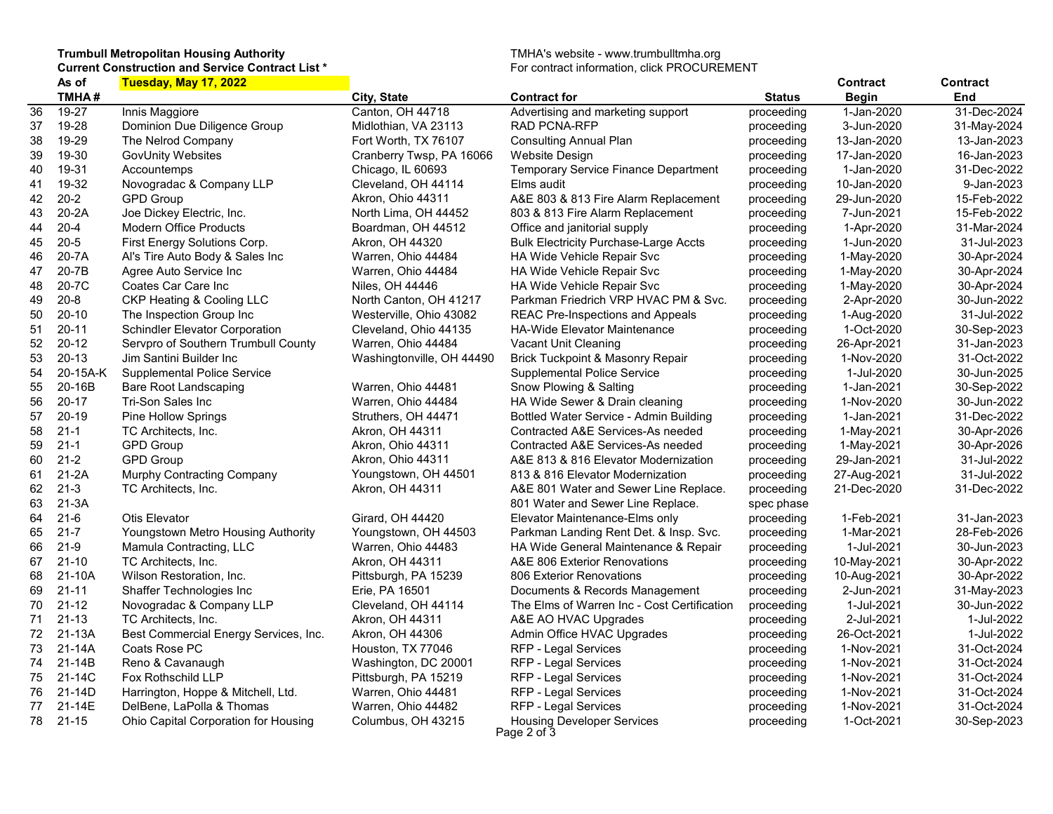**Trumbull Metropolitan Housing Authority**
**Current Construction and Service Contract List ***

TMHA's website - www.trumbulltmha.org
For contract information, click PROCUREMENT

| | As of TMHA # | Tuesday, May 17, 2022 | City, State | Contract for | Status | Contract Begin | Contract End |
|---|---|---|---|---|---|---|---|
| 36 | 19-27 | Innis Maggiore | Canton, OH 44718 | Advertising and marketing support | proceeding | 1-Jan-2020 | 31-Dec-2024 |
| 37 | 19-28 | Dominion Due Diligence Group | Midlothian, VA 23113 | RAD PCNA-RFP | proceeding | 3-Jun-2020 | 31-May-2024 |
| 38 | 19-29 | The Nelrod Company | Fort Worth, TX 76107 | Consulting Annual Plan | proceeding | 13-Jan-2020 | 13-Jan-2023 |
| 39 | 19-30 | GovUnity Websites | Cranberry Twsp, PA 16066 | Website Design | proceeding | 17-Jan-2020 | 16-Jan-2023 |
| 40 | 19-31 | Accountemps | Chicago, IL 60693 | Temporary Service Finance Department | proceeding | 1-Jan-2020 | 31-Dec-2022 |
| 41 | 19-32 | Novogradac & Company LLP | Cleveland, OH 44114 | Elms audit | proceeding | 10-Jan-2020 | 9-Jan-2023 |
| 42 | 20-2 | GPD Group | Akron, Ohio 44311 | A&E 803 & 813 Fire Alarm Replacement | proceeding | 29-Jun-2020 | 15-Feb-2022 |
| 43 | 20-2A | Joe Dickey Electric, Inc. | North Lima, OH 44452 | 803 & 813 Fire Alarm Replacement | proceeding | 7-Jun-2021 | 15-Feb-2022 |
| 44 | 20-4 | Modern Office Products | Boardman, OH 44512 | Office and janitorial supply | proceeding | 1-Apr-2020 | 31-Mar-2024 |
| 45 | 20-5 | First Energy Solutions Corp. | Akron, OH 44320 | Bulk Electricity Purchase-Large Accts | proceeding | 1-Jun-2020 | 31-Jul-2023 |
| 46 | 20-7A | Al's Tire Auto Body & Sales Inc | Warren, Ohio 44484 | HA Wide Vehicle Repair Svc | proceeding | 1-May-2020 | 30-Apr-2024 |
| 47 | 20-7B | Agree Auto Service Inc | Warren, Ohio 44484 | HA Wide Vehicle Repair Svc | proceeding | 1-May-2020 | 30-Apr-2024 |
| 48 | 20-7C | Coates Car Care Inc | Niles, OH 44446 | HA Wide Vehicle Repair Svc | proceeding | 1-May-2020 | 30-Apr-2024 |
| 49 | 20-8 | CKP Heating & Cooling LLC | North Canton, OH 41217 | Parkman Friedrich VRP HVAC PM & Svc. | proceeding | 2-Apr-2020 | 30-Jun-2022 |
| 50 | 20-10 | The Inspection Group Inc | Westerville, Ohio 43082 | REAC Pre-Inspections and Appeals | proceeding | 1-Aug-2020 | 31-Jul-2022 |
| 51 | 20-11 | Schindler Elevator Corporation | Cleveland, Ohio 44135 | HA-Wide Elevator Maintenance | proceeding | 1-Oct-2020 | 30-Sep-2023 |
| 52 | 20-12 | Servpro of Southern Trumbull County | Warren, Ohio 44484 | Vacant Unit Cleaning | proceeding | 26-Apr-2021 | 31-Jan-2023 |
| 53 | 20-13 | Jim Santini Builder Inc | Washingtonville, OH 44490 | Brick Tuckpoint & Masonry Repair | proceeding | 1-Nov-2020 | 31-Oct-2022 |
| 54 | 20-15A-K | Supplemental Police Service | | Supplemental Police Service | proceeding | 1-Jul-2020 | 30-Jun-2025 |
| 55 | 20-16B | Bare Root Landscaping | Warren, Ohio 44481 | Snow Plowing & Salting | proceeding | 1-Jan-2021 | 30-Sep-2022 |
| 56 | 20-17 | Tri-Son Sales Inc | Warren, Ohio 44484 | HA Wide Sewer & Drain cleaning | proceeding | 1-Nov-2020 | 30-Jun-2022 |
| 57 | 20-19 | Pine Hollow Springs | Struthers, OH 44471 | Bottled Water Service - Admin Building | proceeding | 1-Jan-2021 | 31-Dec-2022 |
| 58 | 21-1 | TC Architects, Inc. | Akron, OH 44311 | Contracted A&E Services-As needed | proceeding | 1-May-2021 | 30-Apr-2026 |
| 59 | 21-1 | GPD Group | Akron, Ohio 44311 | Contracted A&E Services-As needed | proceeding | 1-May-2021 | 30-Apr-2026 |
| 60 | 21-2 | GPD Group | Akron, Ohio 44311 | A&E 813 & 816 Elevator Modernization | proceeding | 29-Jan-2021 | 31-Jul-2022 |
| 61 | 21-2A | Murphy Contracting Company | Youngstown, OH 44501 | 813 & 816 Elevator Modernization | proceeding | 27-Aug-2021 | 31-Jul-2022 |
| 62 | 21-3 | TC Architects, Inc. | Akron, OH 44311 | A&E 801 Water and Sewer Line Replace. | proceeding | 21-Dec-2020 | 31-Dec-2022 |
| 63 | 21-3A | | | 801 Water and Sewer Line Replace. | spec phase | | |
| 64 | 21-6 | Otis Elevator | Girard, OH 44420 | Elevator Maintenance-Elms only | proceeding | 1-Feb-2021 | 31-Jan-2023 |
| 65 | 21-7 | Youngstown Metro Housing Authority | Youngstown, OH 44503 | Parkman Landing Rent Det. & Insp. Svc. | proceeding | 1-Mar-2021 | 28-Feb-2026 |
| 66 | 21-9 | Mamula Contracting, LLC | Warren, Ohio 44483 | HA Wide General Maintenance & Repair | proceeding | 1-Jul-2021 | 30-Jun-2023 |
| 67 | 21-10 | TC Architects, Inc. | Akron, OH 44311 | A&E 806 Exterior Renovations | proceeding | 10-May-2021 | 30-Apr-2022 |
| 68 | 21-10A | Wilson Restoration, Inc. | Pittsburgh, PA 15239 | 806 Exterior Renovations | proceeding | 10-Aug-2021 | 30-Apr-2022 |
| 69 | 21-11 | Shaffer Technologies Inc | Erie, PA 16501 | Documents & Records Management | proceeding | 2-Jun-2021 | 31-May-2023 |
| 70 | 21-12 | Novogradac & Company LLP | Cleveland, OH 44114 | The Elms of Warren Inc - Cost Certification | proceeding | 1-Jul-2021 | 30-Jun-2022 |
| 71 | 21-13 | TC Architects, Inc. | Akron, OH 44311 | A&E AO HVAC Upgrades | proceeding | 2-Jul-2021 | 1-Jul-2022 |
| 72 | 21-13A | Best Commercial Energy Services, Inc. | Akron, OH 44306 | Admin Office HVAC Upgrades | proceeding | 26-Oct-2021 | 1-Jul-2022 |
| 73 | 21-14A | Coats Rose PC | Houston, TX 77046 | RFP - Legal Services | proceeding | 1-Nov-2021 | 31-Oct-2024 |
| 74 | 21-14B | Reno & Cavanaugh | Washington, DC 20001 | RFP - Legal Services | proceeding | 1-Nov-2021 | 31-Oct-2024 |
| 75 | 21-14C | Fox Rothschild LLP | Pittsburgh, PA 15219 | RFP - Legal Services | proceeding | 1-Nov-2021 | 31-Oct-2024 |
| 76 | 21-14D | Harrington, Hoppe & Mitchell, Ltd. | Warren, Ohio 44481 | RFP - Legal Services | proceeding | 1-Nov-2021 | 31-Oct-2024 |
| 77 | 21-14E | DelBene, LaPolla & Thomas | Warren, Ohio 44482 | RFP - Legal Services | proceeding | 1-Nov-2021 | 31-Oct-2024 |
| 78 | 21-15 | Ohio Capital Corporation for Housing | Columbus, OH 43215 | Housing Developer Services | proceeding | 1-Oct-2021 | 30-Sep-2023 |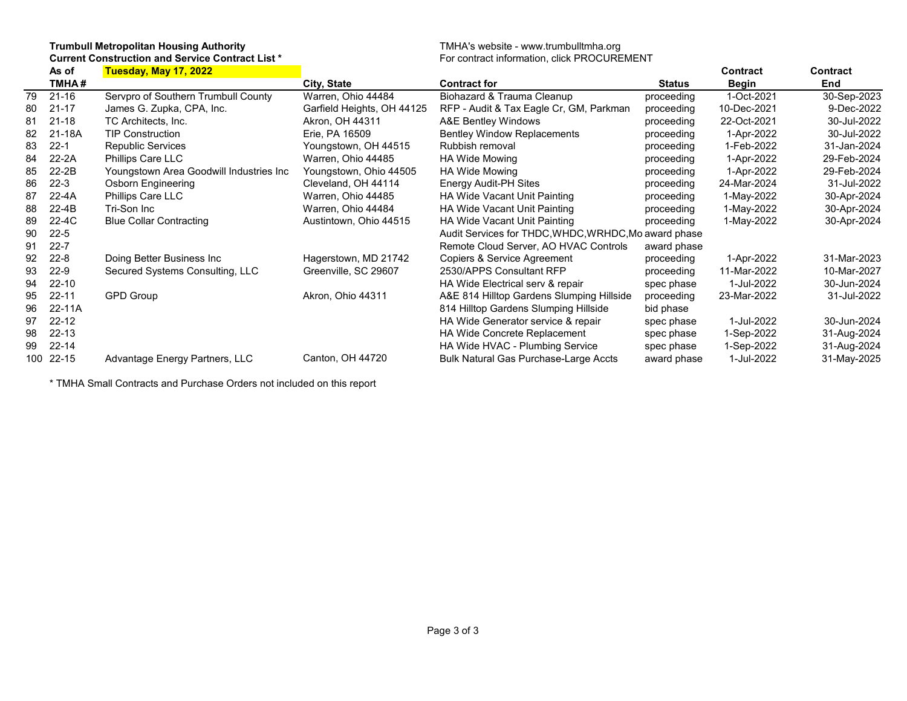**Trumbull Metropolitan Housing Authority**
**Current Construction and Service Contract List ***

TMHA's website - www.trumbulltmha.org
For contract information, click PROCUREMENT

**As of Tuesday, May 17, 2022**

| | TMHA # | | City, State | Contract for | Status | Contract Begin | Contract End |
|---|---|---|---|---|---|---|---|
| 79 | 21-16 | Servpro of Southern Trumbull County | Warren, Ohio 44484 | Biohazard & Trauma Cleanup | proceeding | 1-Oct-2021 | 30-Sep-2023 |
| 80 | 21-17 | James G. Zupka, CPA, Inc. | Garfield Heights, OH 44125 | RFP - Audit & Tax Eagle Cr, GM, Parkman | proceeding | 10-Dec-2021 | 9-Dec-2022 |
| 81 | 21-18 | TC Architects, Inc. | Akron, OH 44311 | A&E Bentley Windows | proceeding | 22-Oct-2021 | 30-Jul-2022 |
| 82 | 21-18A | TIP Construction | Erie, PA 16509 | Bentley Window Replacements | proceeding | 1-Apr-2022 | 30-Jul-2022 |
| 83 | 22-1 | Republic Services | Youngstown, OH 44515 | Rubbish removal | proceeding | 1-Feb-2022 | 31-Jan-2024 |
| 84 | 22-2A | Phillips Care LLC | Warren, Ohio 44485 | HA Wide Mowing | proceeding | 1-Apr-2022 | 29-Feb-2024 |
| 85 | 22-2B | Youngstown Area Goodwill Industries Inc | Youngstown, Ohio 44505 | HA Wide Mowing | proceeding | 1-Apr-2022 | 29-Feb-2024 |
| 86 | 22-3 | Osborn Engineering | Cleveland, OH 44114 | Energy Audit-PH Sites | proceeding | 24-Mar-2024 | 31-Jul-2022 |
| 87 | 22-4A | Phillips Care LLC | Warren, Ohio 44485 | HA Wide Vacant Unit Painting | proceeding | 1-May-2022 | 30-Apr-2024 |
| 88 | 22-4B | Tri-Son Inc | Warren, Ohio 44484 | HA Wide Vacant Unit Painting | proceeding | 1-May-2022 | 30-Apr-2024 |
| 89 | 22-4C | Blue Collar Contracting | Austintown, Ohio 44515 | HA Wide Vacant Unit Painting | proceeding | 1-May-2022 | 30-Apr-2024 |
| 90 | 22-5 | | | Audit Services for THDC,WHDC,WRHDC,Mo | award phase | | |
| 91 | 22-7 | | | Remote Cloud Server, AO HVAC Controls | award phase | | |
| 92 | 22-8 | Doing Better Business Inc | Hagerstown, MD 21742 | Copiers & Service Agreement | proceeding | 1-Apr-2022 | 31-Mar-2023 |
| 93 | 22-9 | Secured Systems Consulting, LLC | Greenville, SC 29607 | 2530/APPS Consultant RFP | proceeding | 11-Mar-2022 | 10-Mar-2027 |
| 94 | 22-10 | | | HA Wide Electrical serv & repair | spec phase | 1-Jul-2022 | 30-Jun-2024 |
| 95 | 22-11 | GPD Group | Akron, Ohio 44311 | A&E 814 Hilltop Gardens Slumping Hillside | proceeding | 23-Mar-2022 | 31-Jul-2022 |
| 96 | 22-11A | | | 814 Hilltop Gardens Slumping Hillside | bid phase | | |
| 97 | 22-12 | | | HA Wide Generator service & repair | spec phase | 1-Jul-2022 | 30-Jun-2024 |
| 98 | 22-13 | | | HA Wide Concrete Replacement | spec phase | 1-Sep-2022 | 31-Aug-2024 |
| 99 | 22-14 | | | HA Wide HVAC - Plumbing Service | spec phase | 1-Sep-2022 | 31-Aug-2024 |
| 100 | 22-15 | Advantage Energy Partners, LLC | Canton, OH 44720 | Bulk Natural Gas Purchase-Large Accts | award phase | 1-Jul-2022 | 31-May-2025 |

* TMHA Small Contracts and Purchase Orders not included on this report